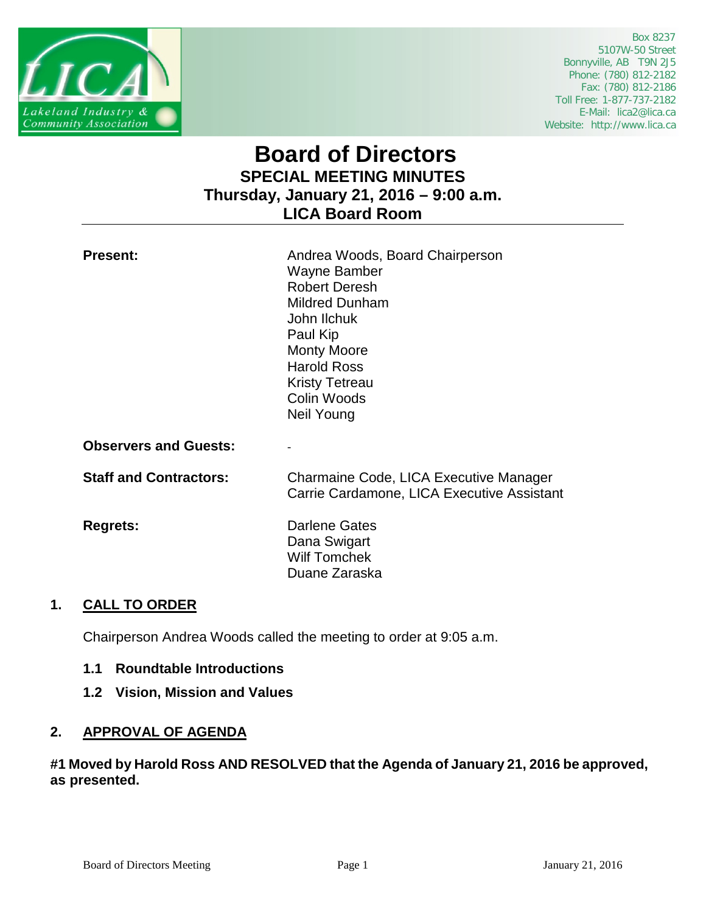Box 8237
5107W-50 Street
Bonnyville, AB T9N 2J5
Phone: (780) 812-2182
Fax: (780) 812-2186
Toll Free: 1-877-737-2182
E-Mail: lica2@lica.ca
Website: http://www.lica.ca

# Board of Directors

## SPECIAL MEETING MINUTES

## Thursday, January 21, 2016 – 9:00 a.m.

## LICA Board Room

| | |
|---|---|
| **Present:** | Andrea Woods, Board Chairperson<br>Wayne Bamber<br>Robert Deresh<br>Mildred Dunham<br>John Ilchuk<br>Paul Kip<br>Monty Moore<br>Harold Ross<br>Kristy Tetreau<br>Colin Woods<br>Neil Young |
| **Observers and Guests:** | - |
| **Staff and Contractors:** | Charmaine Code, LICA Executive Manager<br>Carrie Cardamone, LICA Executive Assistant |
| **Regrets:** | Darlene Gates<br>Dana Swigart<br>Wilf Tomchek<br>Duane Zaraska |

## 1. CALL TO ORDER

Chairperson Andrea Woods called the meeting to order at 9:05 a.m.

### 1.1 Roundtable Introductions

### 1.2 Vision, Mission and Values

## 2. APPROVAL OF AGENDA

**#1 Moved by Harold Ross AND RESOLVED that the Agenda of January 21, 2016 be approved, as presented.**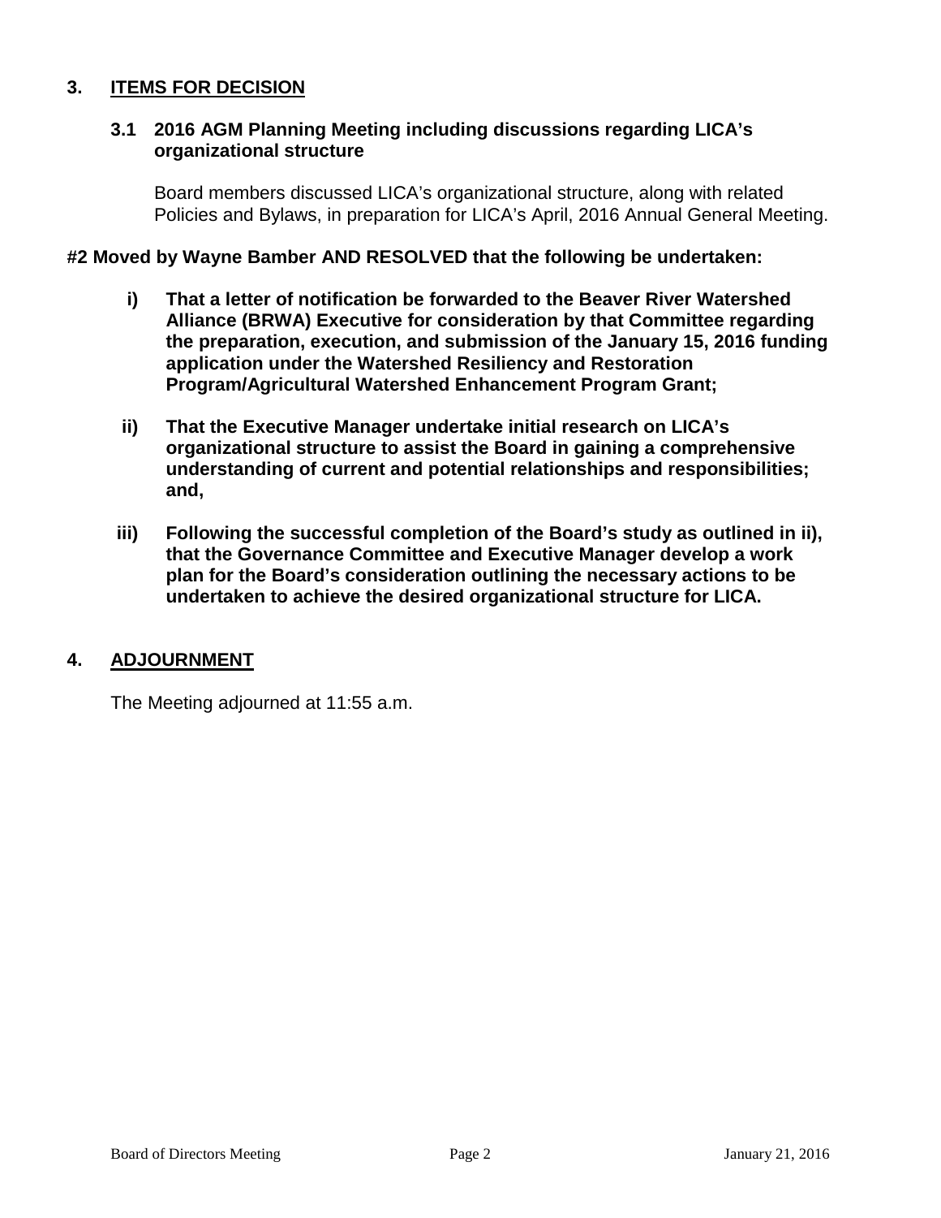## 3. ITEMS FOR DECISION

### 3.1 2016 AGM Planning Meeting including discussions regarding LICA's organizational structure

Board members discussed LICA's organizational structure, along with related Policies and Bylaws, in preparation for LICA's April, 2016 Annual General Meeting.

**#2 Moved by Wayne Bamber AND RESOLVED that the following be undertaken:**

- **i) That a letter of notification be forwarded to the Beaver River Watershed Alliance (BRWA) Executive for consideration by that Committee regarding the preparation, execution, and submission of the January 15, 2016 funding application under the Watershed Resiliency and Restoration Program/Agricultural Watershed Enhancement Program Grant;**

- **ii) That the Executive Manager undertake initial research on LICA's organizational structure to assist the Board in gaining a comprehensive understanding of current and potential relationships and responsibilities; and,**

- **iii) Following the successful completion of the Board's study as outlined in ii), that the Governance Committee and Executive Manager develop a work plan for the Board's consideration outlining the necessary actions to be undertaken to achieve the desired organizational structure for LICA.**

## 4. ADJOURNMENT

The Meeting adjourned at 11:55 a.m.